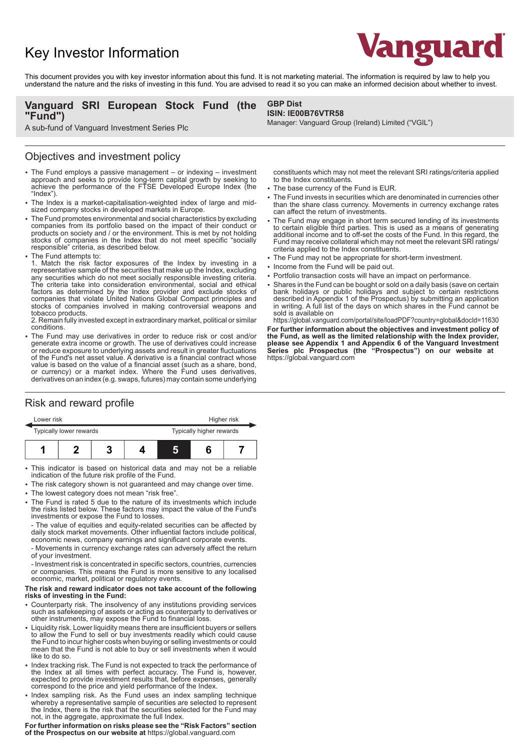# Key Investor Information

Vanguard

This document provides you with key investor information about this fund. It is not marketing material. The information is required by law to help you understand the nature and the risks of investing in this fund. You are advised to read it so you can make an informed decision about whether to invest.

**Vanguard SRI European Stock Fund (the "Fund")**

A sub-fund of Vanguard Investment Series Plc

**GBP Dist**
**ISIN: IE00B76VTR58**
Manager: Vanguard Group (Ireland) Limited ("VGIL")

## Objectives and investment policy

- The Fund employs a passive management – or indexing – investment approach and seeks to provide long-term capital growth by seeking to achieve the performance of the FTSE Developed Europe Index (the "Index").
- The Index is a market-capitalisation-weighted index of large and mid-sized company stocks in developed markets in Europe.
- The Fund promotes environmental and social characteristics by excluding companies from its portfolio based on the impact of their conduct or products on society and / or the environment. This is met by not holding stocks of companies in the Index that do not meet specific "socially responsible" criteria, as described below.
- The Fund attempts to:
  1. Match the risk factor exposures of the Index by investing in a representative sample of the securities that make up the Index, excluding any securities which do not meet socially responsible investing criteria. The criteria take into consideration environmental, social and ethical factors as determined by the Index provider and exclude stocks of companies that violate United Nations Global Compact principles and stocks of companies involved in making controversial weapons and tobacco products.
  2. Remain fully invested except in extraordinary market, political or similar conditions.
- The Fund may use derivatives in order to reduce risk or cost and/or generate extra income or growth. The use of derivatives could increase or reduce exposure to underlying assets and result in greater fluctuations of the Fund's net asset value. A derivative is a financial contract whose value is based on the value of a financial asset (such as a share, bond, or currency) or a market index. Where the Fund uses derivatives, derivatives on an index (e.g. swaps, futures) may contain some underlying constituents which may not meet the relevant SRI ratings/criteria applied to the Index constituents.
- The base currency of the Fund is EUR.
- The Fund invests in securities which are denominated in currencies other than the share class currency. Movements in currency exchange rates can affect the return of investments.
- The Fund may engage in short term secured lending of its investments to certain eligible third parties. This is used as a means of generating additional income and to off-set the costs of the Fund. In this regard, the Fund may receive collateral which may not meet the relevant SRI ratings/criteria applied to the Index constituents.
- The Fund may not be appropriate for short-term investment.
- Income from the Fund will be paid out.
- Portfolio transaction costs will have an impact on performance.
- Shares in the Fund can be bought or sold on a daily basis (save on certain bank holidays or public holidays and subject to certain restrictions described in Appendix 1 of the Prospectus) by submitting an application in writing. A full list of the days on which shares in the Fund cannot be sold is available on https://global.vanguard.com/portal/site/loadPDF?country=global&docId=11630

**For further information about the objectives and investment policy of the Fund, as well as the limited relationship with the Index provider, please see Appendix 1 and Appendix 6 of the Vanguard Investment Series plc Prospectus (the "Prospectus") on our website at** https://global.vanguard.com

## Risk and reward profile

| Lower risk | | | | | | Higher risk |
|---|---|---|---|---|---|---|
| Typically lower rewards | | | | | | Typically higher rewards |
| 1 | 2 | 3 | 4 | **5** | 6 | 7 |

- This indicator is based on historical data and may not be a reliable indication of the future risk profile of the Fund.
- The risk category shown is not guaranteed and may change over time.
- The lowest category does not mean "risk free".
- The Fund is rated 5 due to the nature of its investments which include the risks listed below. These factors may impact the value of the Fund's investments or expose the Fund to losses.
  - The value of equities and equity-related securities can be affected by daily stock market movements. Other influential factors include political, economic news, company earnings and significant corporate events.
  - Movements in currency exchange rates can adversely affect the return of your investment.
  - Investment risk is concentrated in specific sectors, countries, currencies or companies. This means the Fund is more sensitive to any localised economic, market, political or regulatory events.

**The risk and reward indicator does not take account of the following risks of investing in the Fund:**

- Counterparty risk. The insolvency of any institutions providing services such as safekeeping of assets or acting as counterparty to derivatives or other instruments, may expose the Fund to financial loss.
- Liquidity risk. Lower liquidity means there are insufficient buyers or sellers to allow the Fund to sell or buy investments readily which could cause the Fund to incur higher costs when buying or selling investments or could mean that the Fund is not able to buy or sell investments when it would like to do so.
- Index tracking risk. The Fund is not expected to track the performance of the Index at all times with perfect accuracy. The Fund is, however, expected to provide investment results that, before expenses, generally correspond to the price and yield performance of the Index.
- Index sampling risk. As the Fund uses an index sampling technique whereby a representative sample of securities are selected to represent the Index, there is the risk that the securities selected for the Fund may not, in the aggregate, approximate the full Index.

**For further information on risks please see the "Risk Factors" section of the Prospectus on our website at** https://global.vanguard.com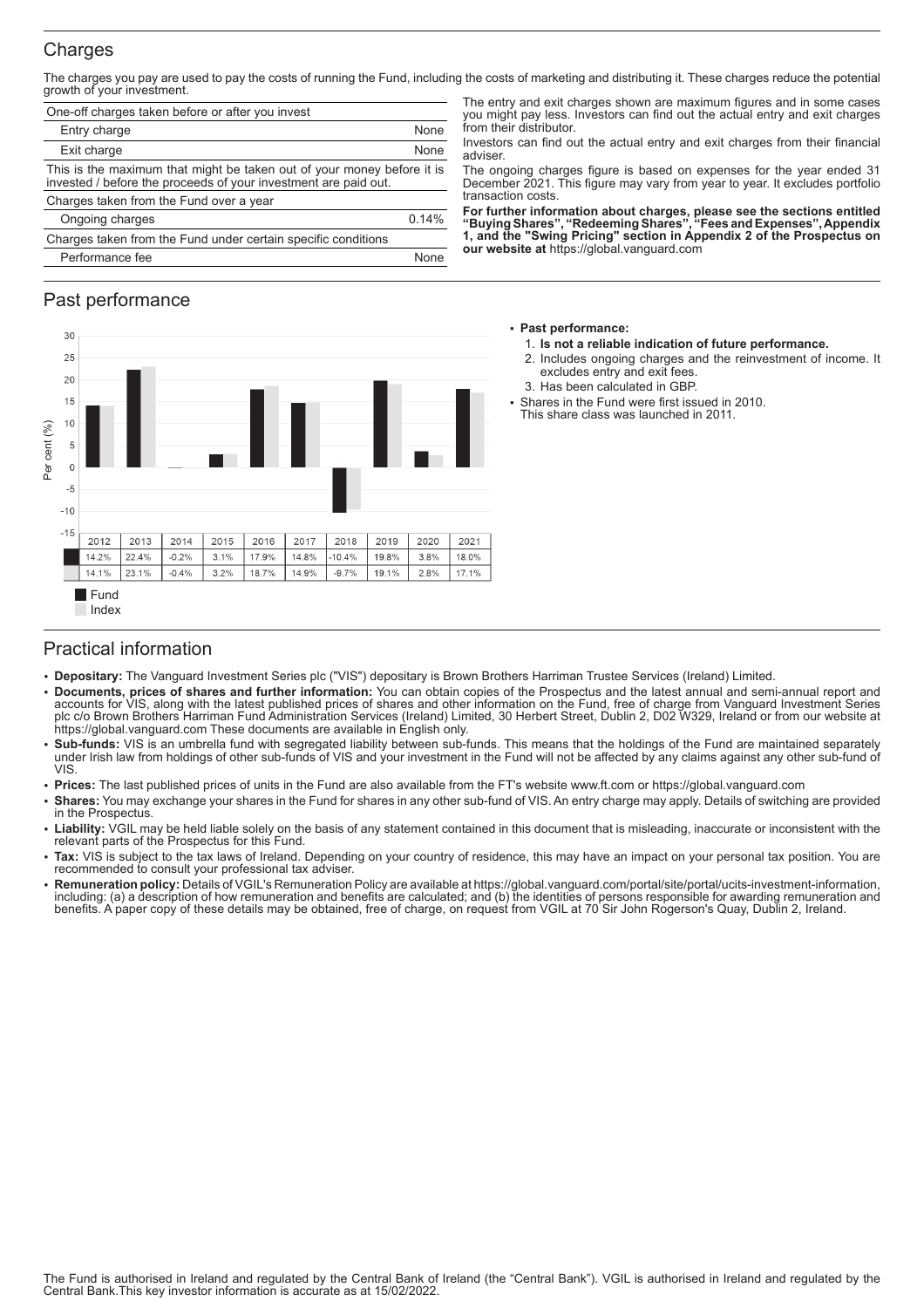## Charges

The charges you pay are used to pay the costs of running the Fund, including the costs of marketing and distributing it. These charges reduce the potential growth of your investment.

| One-off charges taken before or after you invest | |
|---|---|
| Entry charge | None |
| Exit charge | None |
| This is the maximum that might be taken out of your money before it is invested / before the proceeds of your investment are paid out. | |
| Charges taken from the Fund over a year | |
| Ongoing charges | 0.14% |
| Charges taken from the Fund under certain specific conditions | |
| Performance fee | None |

The entry and exit charges shown are maximum figures and in some cases you might pay less. Investors can find out the actual entry and exit charges from their distributor.

Investors can find out the actual entry and exit charges from their financial adviser.

The ongoing charges figure is based on expenses for the year ended 31 December 2021. This figure may vary from year to year. It excludes portfolio transaction costs.

**For further information about charges, please see the sections entitled "Buying Shares", "Redeeming Shares", "Fees and Expenses", Appendix 1, and the "Swing Pricing" section in Appendix 2 of the Prospectus on our website at** https://global.vanguard.com

## Past performance

Per cent (%)

30
25
20
15
10
5
0
-5
-10
-15

2012 2013 2014 2015 2016 2017 2018 2019 2020 2021

Fund: 14.2% 22.4% -0.2% 3.1% 17.9% 14.8% -10.4% 19.8% 3.8% 18.0%

Index: 14.1% 23.1% -0.4% 3.2% 18.7% 14.9% -8.7% 19.1% 2.8% 17.1%

Fund
Index

- **Past performance:**
  1. **Is not a reliable indication of future performance.**
  2. Includes ongoing charges and the reinvestment of income. It excludes entry and exit fees.
  3. Has been calculated in GBP.
- Shares in the Fund were first issued in 2010. This share class was launched in 2011.

## Practical information

- **Depositary:** The Vanguard Investment Series plc ("VIS") depositary is Brown Brothers Harriman Trustee Services (Ireland) Limited.
- **Documents, prices of shares and further information:** You can obtain copies of the Prospectus and the latest annual and semi-annual report and accounts for VIS, along with the latest published prices of shares and other information on the Fund, free of charge from Vanguard Investment Series plc c/o Brown Brothers Harriman Fund Administration Services (Ireland) Limited, 30 Herbert Street, Dublin 2, D02 W329, Ireland or from our website at https://global.vanguard.com These documents are available in English only.
- **Sub-funds:** VIS is an umbrella fund with segregated liability between sub-funds. This means that the holdings of the Fund are maintained separately under Irish law from holdings of other sub-funds of VIS and your investment in the Fund will not be affected by any claims against any other sub-fund of VIS.
- **Prices:** The last published prices of units in the Fund are also available from the FT's website www.ft.com or https://global.vanguard.com
- **Shares:** You may exchange your shares in the Fund for shares in any other sub-fund of VIS. An entry charge may apply. Details of switching are provided in the Prospectus.
- **Liability:** VGIL may be held liable solely on the basis of any statement contained in this document that is misleading, inaccurate or inconsistent with the relevant parts of the Prospectus for this Fund.
- **Tax:** VIS is subject to the tax laws of Ireland. Depending on your country of residence, this may have an impact on your personal tax position. You are recommended to consult your professional tax adviser.
- **Remuneration policy:** Details of VGIL's Remuneration Policy are available at https://global.vanguard.com/portal/site/portal/ucits-investment-information, including: (a) a description of how remuneration and benefits are calculated; and (b) the identities of persons responsible for awarding remuneration and benefits. A paper copy of these details may be obtained, free of charge, on request from VGIL at 70 Sir John Rogerson's Quay, Dublin 2, Ireland.

The Fund is authorised in Ireland and regulated by the Central Bank of Ireland (the "Central Bank"). VGIL is authorised in Ireland and regulated by the Central Bank.This key investor information is accurate as at 15/02/2022.